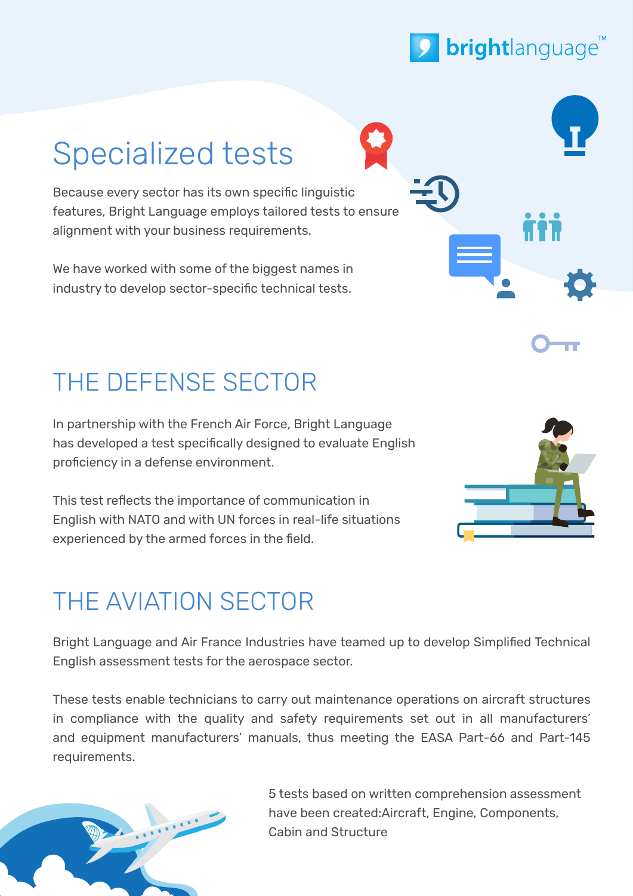# Specialized tests

Because every sector has its own specific linguistic features, Bright Language employs tailored tests to ensure alignment with your business requirements.

We have worked with some of the biggest names in industry to develop sector-specific technical tests.

## THE DEFENSE SECTOR

In partnership with the French Air Force, Bright Language has developed a test specifically designed to evaluate English proficiency in a defense environment.

This test reflects the importance of communication in English with NATO and with UN forces in real-life situations experienced by the armed forces in the field.

## THE AVIATION SECTOR

Bright Language and Air France Industries have teamed up to develop Simplified Technical English assessment tests for the aerospace sector.

These tests enable technicians to carry out maintenance operations on aircraft structures in compliance with the quality and safety requirements set out in all manufacturers' and equipment manufacturers' manuals, thus meeting the EASA Part-66 and Part-145 requirements.

5 tests based on written comprehension assessment have been created:Aircraft, Engine, Components, Cabin and Structure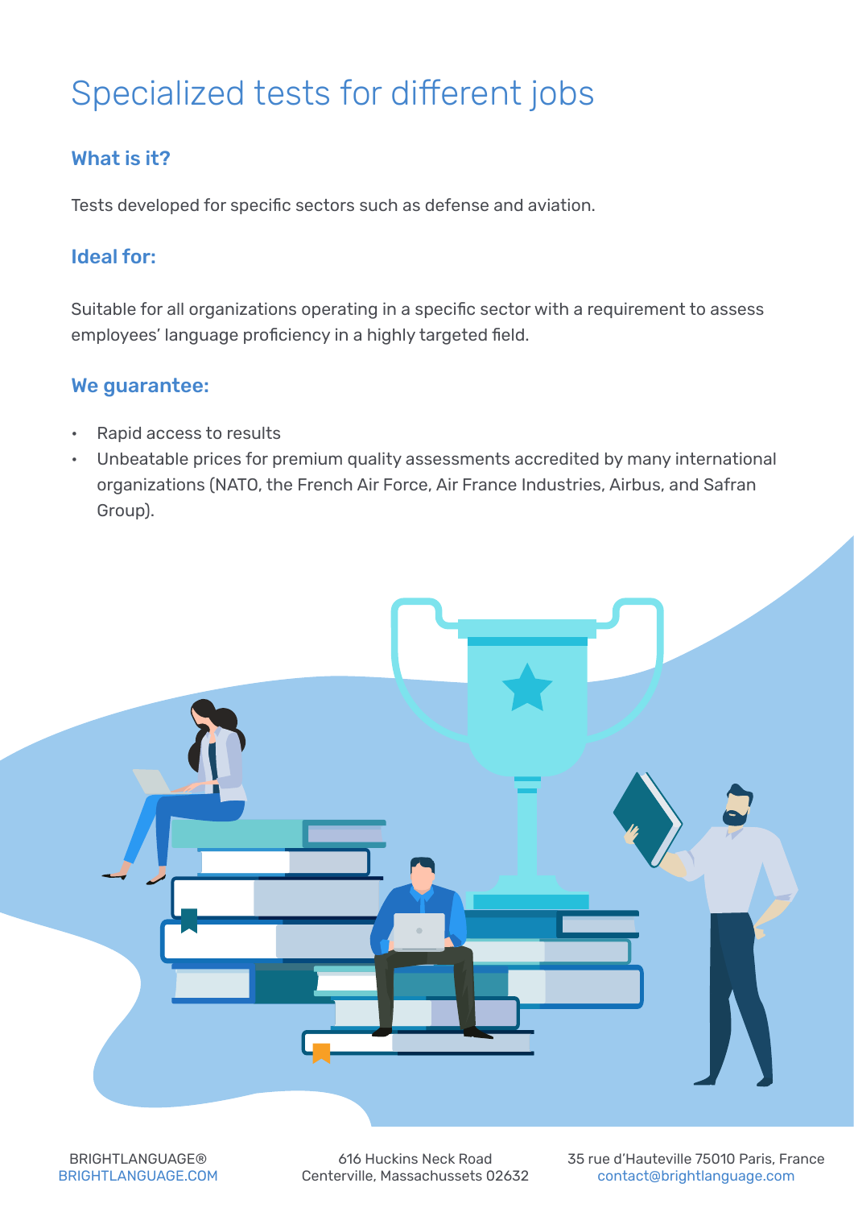# Specialized tests for different jobs

## What is it?

Tests developed for specific sectors such as defense and aviation.

## Ideal for:

Suitable for all organizations operating in a specific sector with a requirement to assess employees' language proficiency in a highly targeted field.

## We guarantee:

- Rapid access to results
- Unbeatable prices for premium quality assessments accredited by many international organizations (NATO, the French Air Force, Air France Industries, Airbus, and Safran Group).

BRIGHTLANGUAGE®
BRIGHTLANGUAGE.COM

616 Huckins Neck Road
Centerville, Massachussets 02632

35 rue d'Hauteville 75010 Paris, France
contact@brightlanguage.com